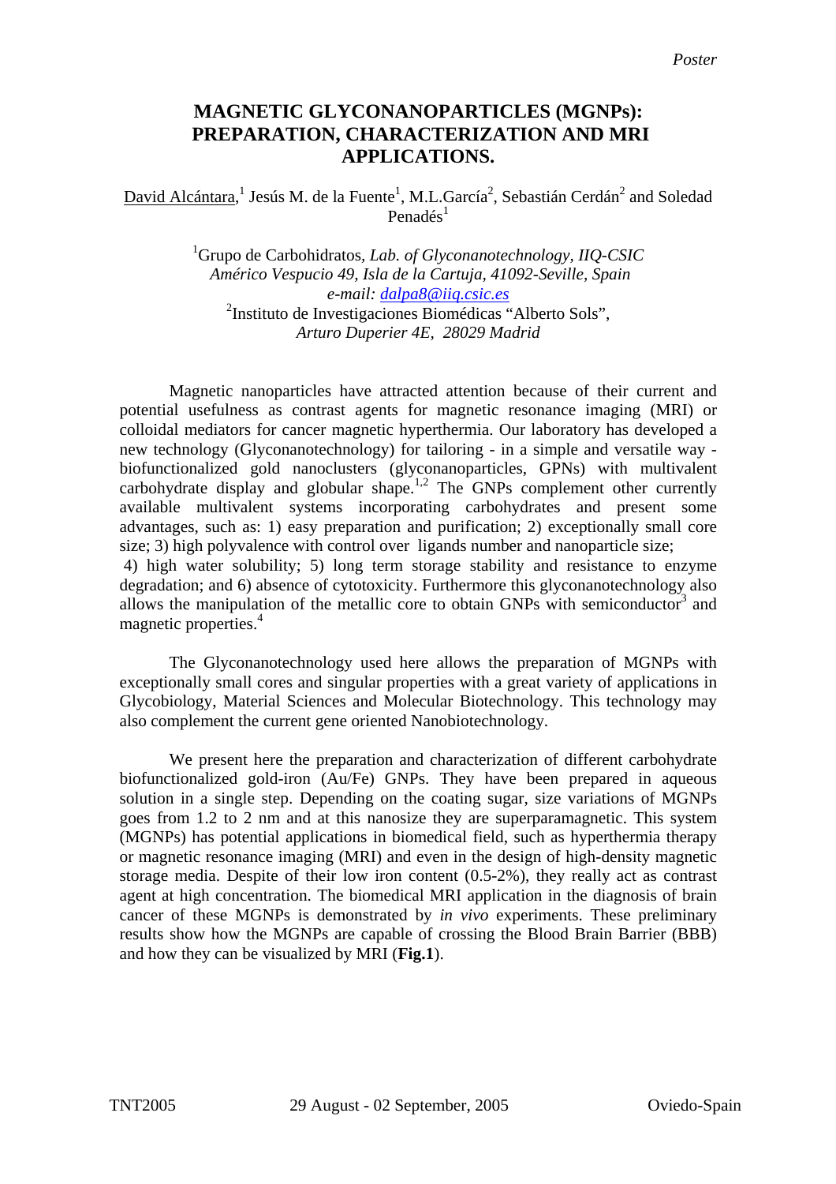*Poster*

# MAGNETIC GLYCONANOPARTICLES (MGNPs): PREPARATION, CHARACTERIZATION AND MRI APPLICATIONS.

David Alcántara,[1] Jesús M. de la Fuente[1], M.L.García[2], Sebastián Cerdán[2] and Soledad Penadés[1]

[1]Grupo de Carbohidratos, *Lab. of Glyconanotechnology, IIQ-CSIC*
*Américo Vespucio 49, Isla de la Cartuja, 41092-Seville, Spain*
*e-mail: dalpa8@iiq.csic.es*
[2]Instituto de Investigaciones Biomédicas "Alberto Sols",
*Arturo Duperier 4E, 28029 Madrid*

Magnetic nanoparticles have attracted attention because of their current and potential usefulness as contrast agents for magnetic resonance imaging (MRI) or colloidal mediators for cancer magnetic hyperthermia. Our laboratory has developed a new technology (Glyconanotechnology) for tailoring - in a simple and versatile way - biofunctionalized gold nanoclusters (glyconanoparticles, GPNs) with multivalent carbohydrate display and globular shape.[1,2] The GNPs complement other currently available multivalent systems incorporating carbohydrates and present some advantages, such as: 1) easy preparation and purification; 2) exceptionally small core size; 3) high polyvalence with control over ligands number and nanoparticle size; 4) high water solubility; 5) long term storage stability and resistance to enzyme degradation; and 6) absence of cytotoxicity. Furthermore this glyconanotechnology also allows the manipulation of the metallic core to obtain GNPs with semiconductor[3] and magnetic properties.[4]

The Glyconanotechnology used here allows the preparation of MGNPs with exceptionally small cores and singular properties with a great variety of applications in Glycobiology, Material Sciences and Molecular Biotechnology. This technology may also complement the current gene oriented Nanobiotechnology.

We present here the preparation and characterization of different carbohydrate biofunctionalized gold-iron (Au/Fe) GNPs. They have been prepared in aqueous solution in a single step. Depending on the coating sugar, size variations of MGNPs goes from 1.2 to 2 nm and at this nanosize they are superparamagnetic. This system (MGNPs) has potential applications in biomedical field, such as hyperthermia therapy or magnetic resonance imaging (MRI) and even in the design of high-density magnetic storage media. Despite of their low iron content (0.5-2%), they really act as contrast agent at high concentration. The biomedical MRI application in the diagnosis of brain cancer of these MGNPs is demonstrated by *in vivo* experiments. These preliminary results show how the MGNPs are capable of crossing the Blood Brain Barrier (BBB) and how they can be visualized by MRI (**Fig.1**).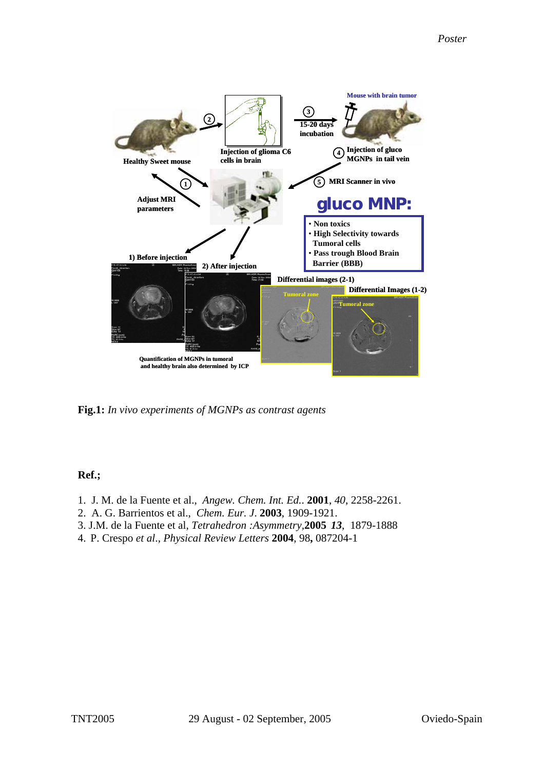Mouse with brain tumor

Healthy Sweet mouse

Injection of glioma C6 cells in brain

15-20 days incubation

Injection of gluco MGNPs in tail vein

MRI Scanner in vivo

Adjust MRI parameters

gluco MNP:

- Non toxics
- High Selectivity towards Tumoral cells
- Pass trough Blood Brain Barrier (BBB)

1) Before injection

2) After injection

Differential images (2-1)

Differential Images (1-2)

Tumoral zone

Quantification of MGNPs in tumoral and healthy brain also determined by ICP

**Fig.1:** *In vivo experiments of MGNPs as contrast agents*

**Ref.;**

1. J. M. de la Fuente et al., *Angew. Chem. Int. Ed.*. **2001**, *40*, 2258-2261.
2. A. G. Barrientos et al., *Chem. Eur. J*. **2003**, 1909-1921.
3. J.M. de la Fuente et al, *Tetrahedron :Asymmetry*,**2005** ***13***, 1879-1888
4. P. Crespo *et al*., *Physical Review Letters* **2004**, 98**,** 087204-1